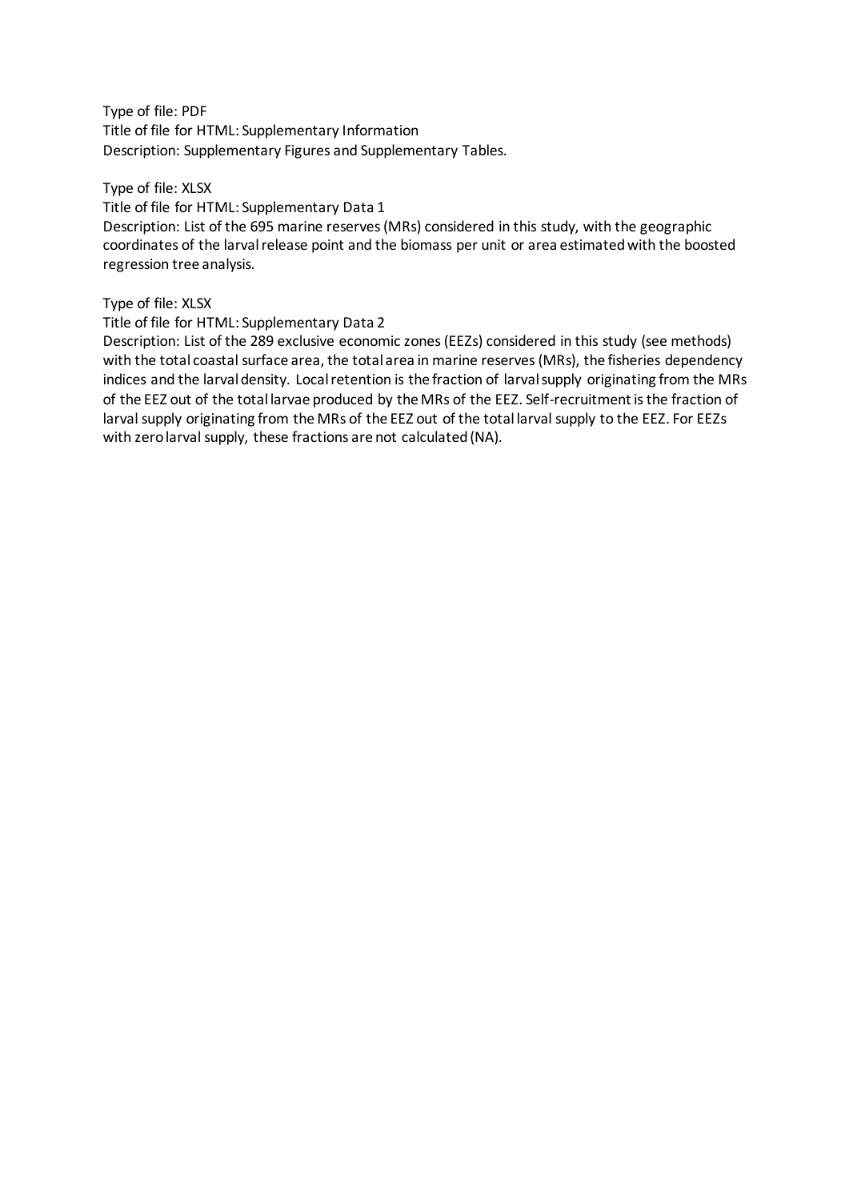Type of file: PDF
Title of file for HTML: Supplementary Information
Description: Supplementary Figures and Supplementary Tables.

Type of file: XLSX
Title of file for HTML: Supplementary Data 1
Description: List of the 695 marine reserves (MRs) considered in this study, with the geographic coordinates of the larval release point and the biomass per unit or area estimated with the boosted regression tree analysis.

Type of file: XLSX
Title of file for HTML: Supplementary Data 2
Description: List of the 289 exclusive economic zones (EEZs) considered in this study (see methods) with the total coastal surface area, the total area in marine reserves (MRs), the fisheries dependency indices and the larval density. Local retention is the fraction of larval supply originating from the MRs of the EEZ out of the total larvae produced by the MRs of the EEZ. Self-recruitment is the fraction of larval supply originating from the MRs of the EEZ out of the total larval supply to the EEZ. For EEZs with zero larval supply, these fractions are not calculated (NA).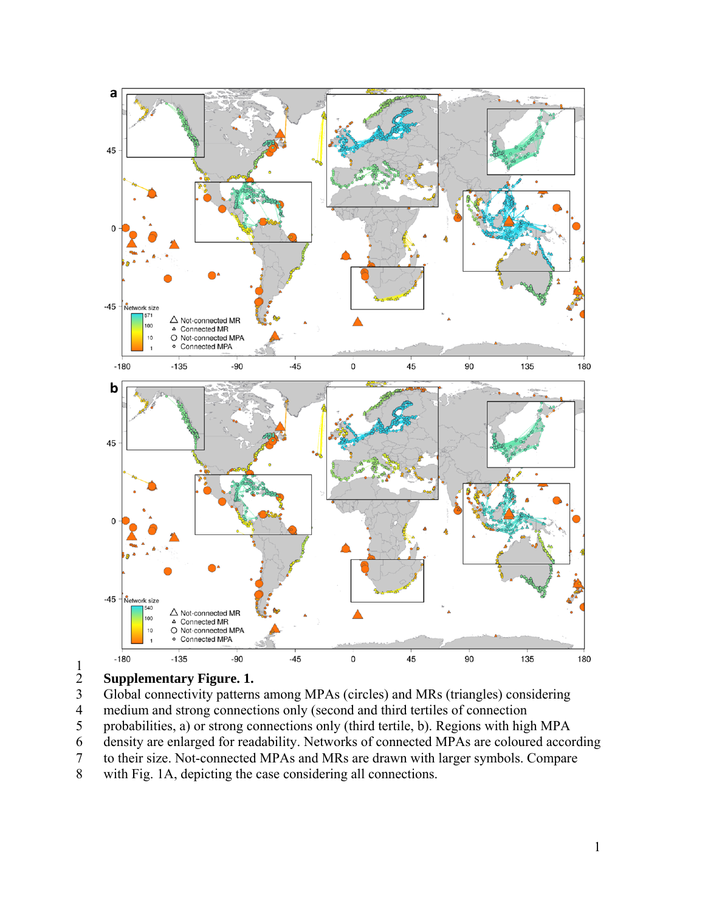**Supplementary Figure. 1.**

Global connectivity patterns among MPAs (circles) and MRs (triangles) considering medium and strong connections only (second and third tertiles of connection probabilities, a) or strong connections only (third tertile, b). Regions with high MPA density are enlarged for readability. Networks of connected MPAs are coloured according to their size. Not-connected MPAs and MRs are drawn with larger symbols. Compare with Fig. 1A, depicting the case considering all connections.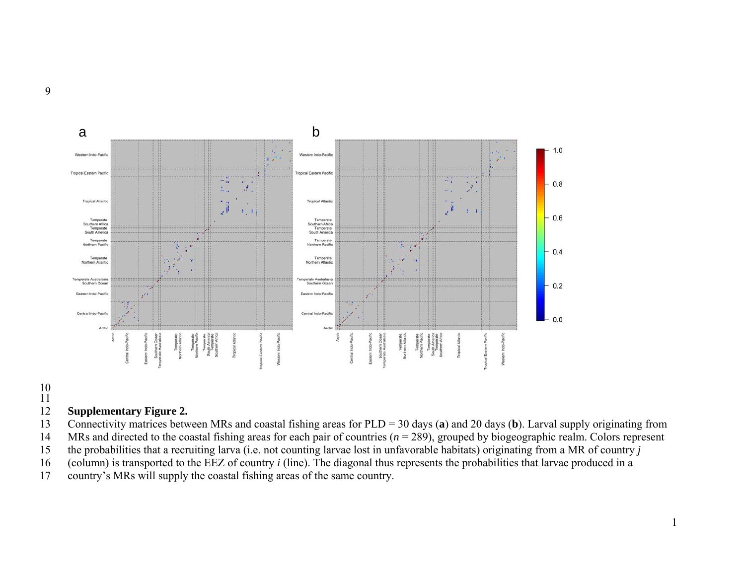**Supplementary Figure 2.**

Connectivity matrices between MRs and coastal fishing areas for PLD = 30 days (**a**) and 20 days (**b**). Larval supply originating from MRs and directed to the coastal fishing areas for each pair of countries ($n$ = 289), grouped by biogeographic realm. Colors represent the probabilities that a recruiting larva (i.e. not counting larvae lost in unfavorable habitats) originating from a MR of country $j$ (column) is transported to the EEZ of country $i$ (line). The diagonal thus represents the probabilities that larvae produced in a country's MRs will supply the coastal fishing areas of the same country.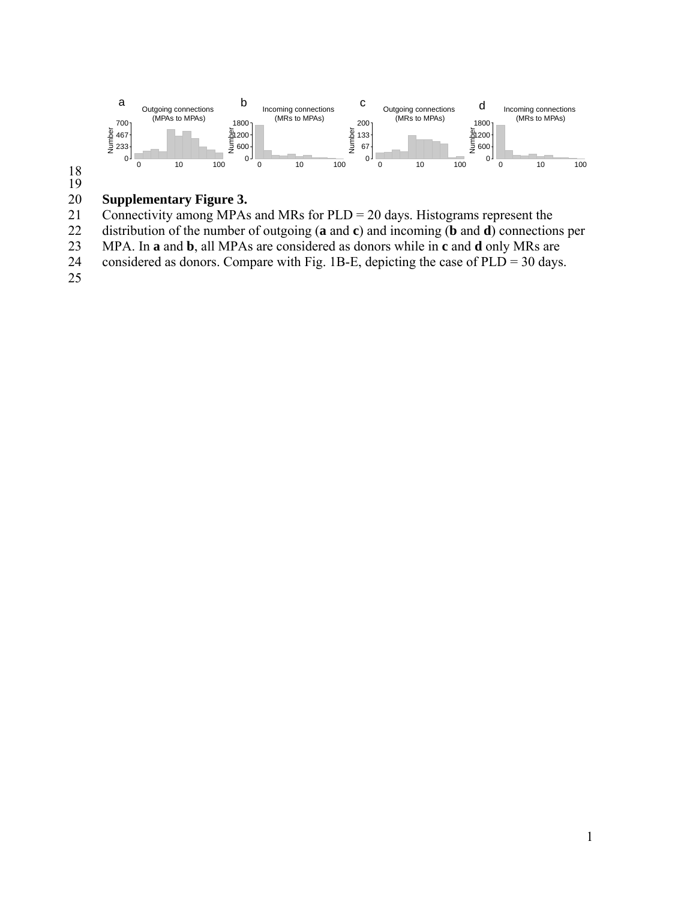**Supplementary Figure 3.**

Connectivity among MPAs and MRs for PLD = 20 days. Histograms represent the distribution of the number of outgoing (**a** and **c**) and incoming (**b** and **d**) connections per MPA. In **a** and **b**, all MPAs are considered as donors while in **c** and **d** only MRs are considered as donors. Compare with Fig. 1B-E, depicting the case of PLD = 30 days.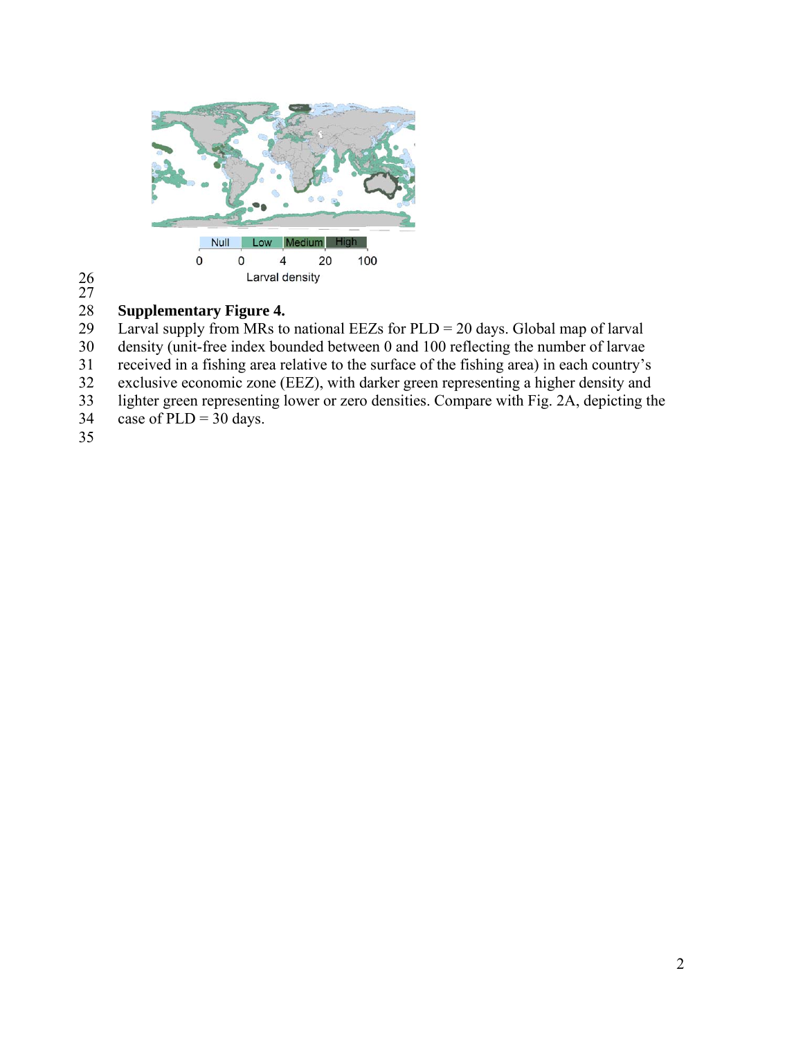**Supplementary Figure 4.**

Larval supply from MRs to national EEZs for PLD = 20 days. Global map of larval density (unit-free index bounded between 0 and 100 reflecting the number of larvae received in a fishing area relative to the surface of the fishing area) in each country's exclusive economic zone (EEZ), with darker green representing a higher density and lighter green representing lower or zero densities. Compare with Fig. 2A, depicting the case of PLD = 30 days.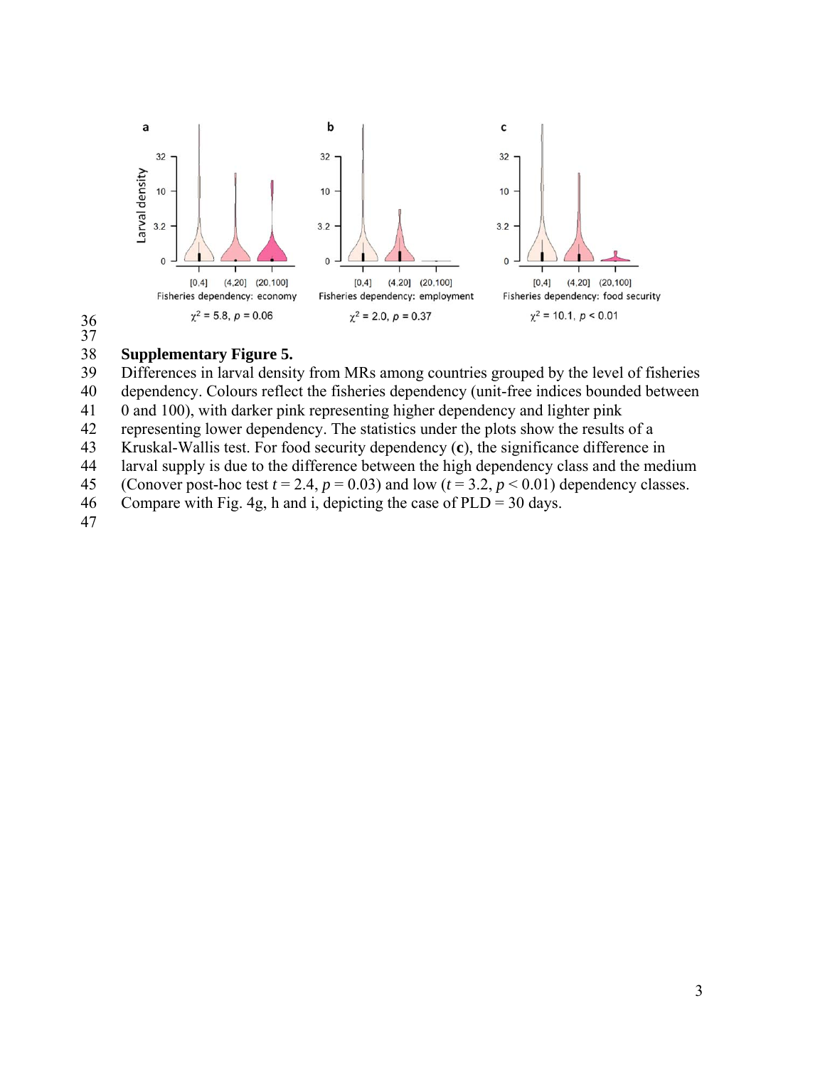**Supplementary Figure 5.**

Differences in larval density from MRs among countries grouped by the level of fisheries dependency. Colours reflect the fisheries dependency (unit-free indices bounded between 0 and 100), with darker pink representing higher dependency and lighter pink representing lower dependency. The statistics under the plots show the results of a Kruskal-Wallis test. For food security dependency (**c**), the significance difference in larval supply is due to the difference between the high dependency class and the medium (Conover post-hoc test $t = 2.4$, $p = 0.03$) and low ($t = 3.2$, $p < 0.01$) dependency classes. Compare with Fig. 4g, h and i, depicting the case of PLD = 30 days.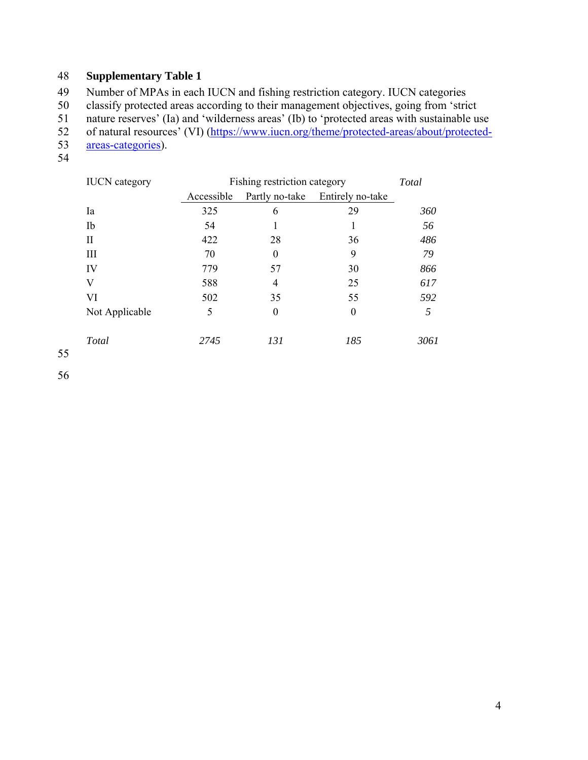**Supplementary Table 1**

Number of MPAs in each IUCN and fishing restriction category. IUCN categories classify protected areas according to their management objectives, going from ‘strict nature reserves’ (Ia) and ‘wilderness areas’ (Ib) to ‘protected areas with sustainable use of natural resources’ (VI) (https://www.iucn.org/theme/protected-areas/about/protected-areas-categories).

| IUCN category | Fishing restriction category | | | *Total* |
|---|---|---|---|---|
| | Accessible | Partly no-take | Entirely no-take | |
| Ia | 325 | 6 | 29 | *360* |
| Ib | 54 | 1 | 1 | *56* |
| II | 422 | 28 | 36 | *486* |
| III | 70 | 0 | 9 | *79* |
| IV | 779 | 57 | 30 | *866* |
| V | 588 | 4 | 25 | *617* |
| VI | 502 | 35 | 55 | *592* |
| Not Applicable | 5 | 0 | 0 | *5* |
| *Total* | *2745* | *131* | *185* | *3061* |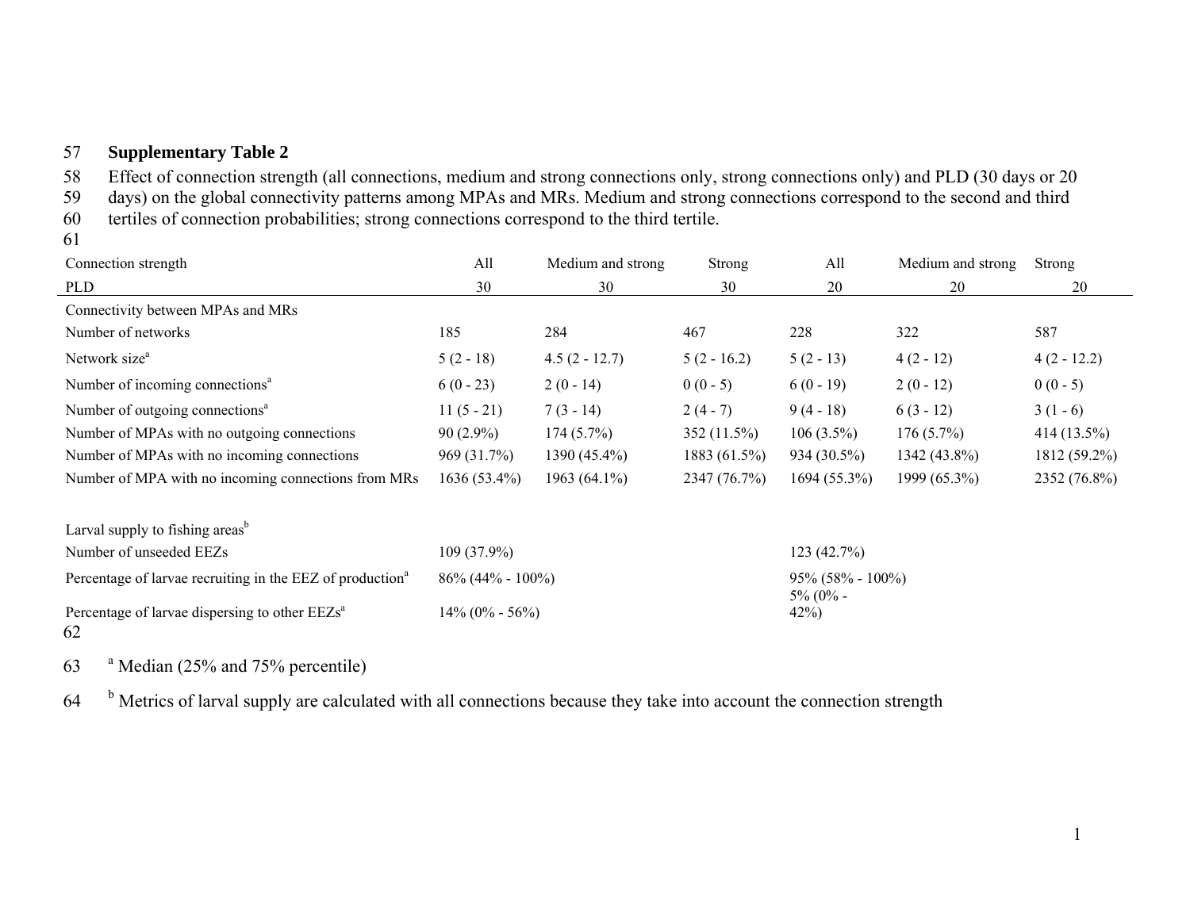## Supplementary Table 2

Effect of connection strength (all connections, medium and strong connections only, strong connections only) and PLD (30 days or 20 days) on the global connectivity patterns among MPAs and MRs. Medium and strong connections correspond to the second and third tertiles of connection probabilities; strong connections correspond to the third tertile.

| Connection strength | All | Medium and strong | Strong | All | Medium and strong | Strong |
|---|---|---|---|---|---|---|
| PLD | 30 | 30 | 30 | 20 | 20 | 20 |
| Connectivity between MPAs and MRs | | | | | | |
| Number of networks | 185 | 284 | 467 | 228 | 322 | 587 |
| Network size[a] | 5 (2 - 18) | 4.5 (2 - 12.7) | 5 (2 - 16.2) | 5 (2 - 13) | 4 (2 - 12) | 4 (2 - 12.2) |
| Number of incoming connections[a] | 6 (0 - 23) | 2 (0 - 14) | 0 (0 - 5) | 6 (0 - 19) | 2 (0 - 12) | 0 (0 - 5) |
| Number of outgoing connections[a] | 11 (5 - 21) | 7 (3 - 14) | 2 (4 - 7) | 9 (4 - 18) | 6 (3 - 12) | 3 (1 - 6) |
| Number of MPAs with no outgoing connections | 90 (2.9%) | 174 (5.7%) | 352 (11.5%) | 106 (3.5%) | 176 (5.7%) | 414 (13.5%) |
| Number of MPAs with no incoming connections | 969 (31.7%) | 1390 (45.4%) | 1883 (61.5%) | 934 (30.5%) | 1342 (43.8%) | 1812 (59.2%) |
| Number of MPA with no incoming connections from MRs | 1636 (53.4%) | 1963 (64.1%) | 2347 (76.7%) | 1694 (55.3%) | 1999 (65.3%) | 2352 (76.8%) |
| | | | | | | |
| Larval supply to fishing areas[b] | | | | | | |
| Number of unseeded EEZs | 109 (37.9%) | | | 123 (42.7%) | | |
| Percentage of larvae recruiting in the EEZ of production[a] | 86% (44% - 100%) | | | 95% (58% - 100%) | | |
| Percentage of larvae dispersing to other EEZs[a] | 14% (0% - 56%) | | | 5% (0% - 42%) | | |

[a] Median (25% and 75% percentile)

[b] Metrics of larval supply are calculated with all connections because they take into account the connection strength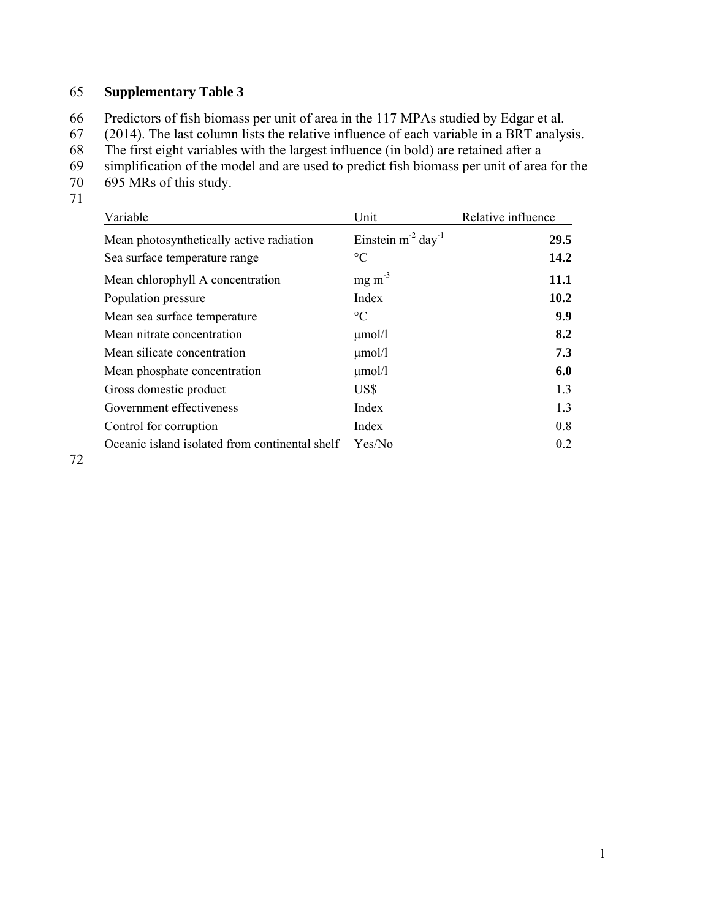**Supplementary Table 3**

Predictors of fish biomass per unit of area in the 117 MPAs studied by Edgar et al. (2014). The last column lists the relative influence of each variable in a BRT analysis. The first eight variables with the largest influence (in bold) are retained after a simplification of the model and are used to predict fish biomass per unit of area for the 695 MRs of this study.

| Variable | Unit | Relative influence |
|---|---|---|
| Mean photosynthetically active radiation | Einstein $m^{-2}$ $day^{-1}$ | **29.5** |
| Sea surface temperature range | °C | **14.2** |
| Mean chlorophyll A concentration | mg $m^{-3}$ | **11.1** |
| Population pressure | Index | **10.2** |
| Mean sea surface temperature | °C | **9.9** |
| Mean nitrate concentration | μmol/l | **8.2** |
| Mean silicate concentration | μmol/l | **7.3** |
| Mean phosphate concentration | μmol/l | **6.0** |
| Gross domestic product | US$ | 1.3 |
| Government effectiveness | Index | 1.3 |
| Control for corruption | Index | 0.8 |
| Oceanic island isolated from continental shelf | Yes/No | 0.2 |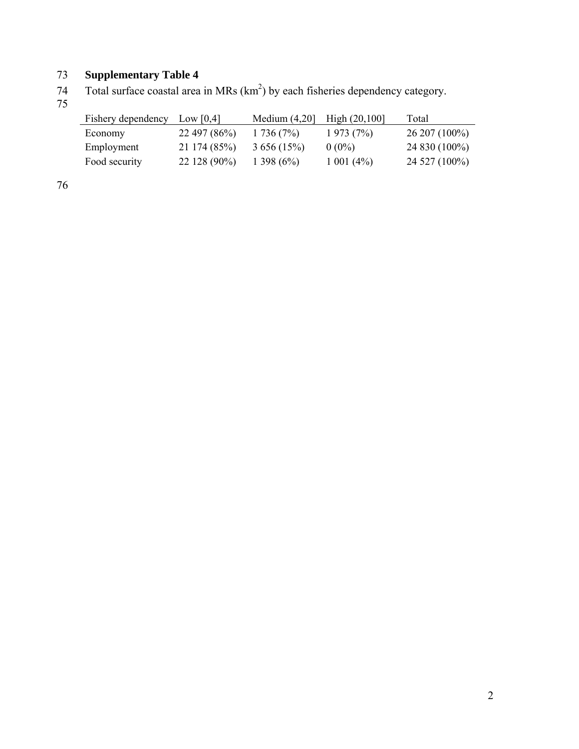**Supplementary Table 4**

Total surface coastal area in MRs ($km^2$) by each fisheries dependency category.

| Fishery dependency | Low [0,4] | Medium (4,20] | High (20,100] | Total |
|---|---|---|---|---|
| Economy | 22 497 (86%) | 1 736 (7%) | 1 973 (7%) | 26 207 (100%) |
| Employment | 21 174 (85%) | 3 656 (15%) | 0 (0%) | 24 830 (100%) |
| Food security | 22 128 (90%) | 1 398 (6%) | 1 001 (4%) | 24 527 (100%) |